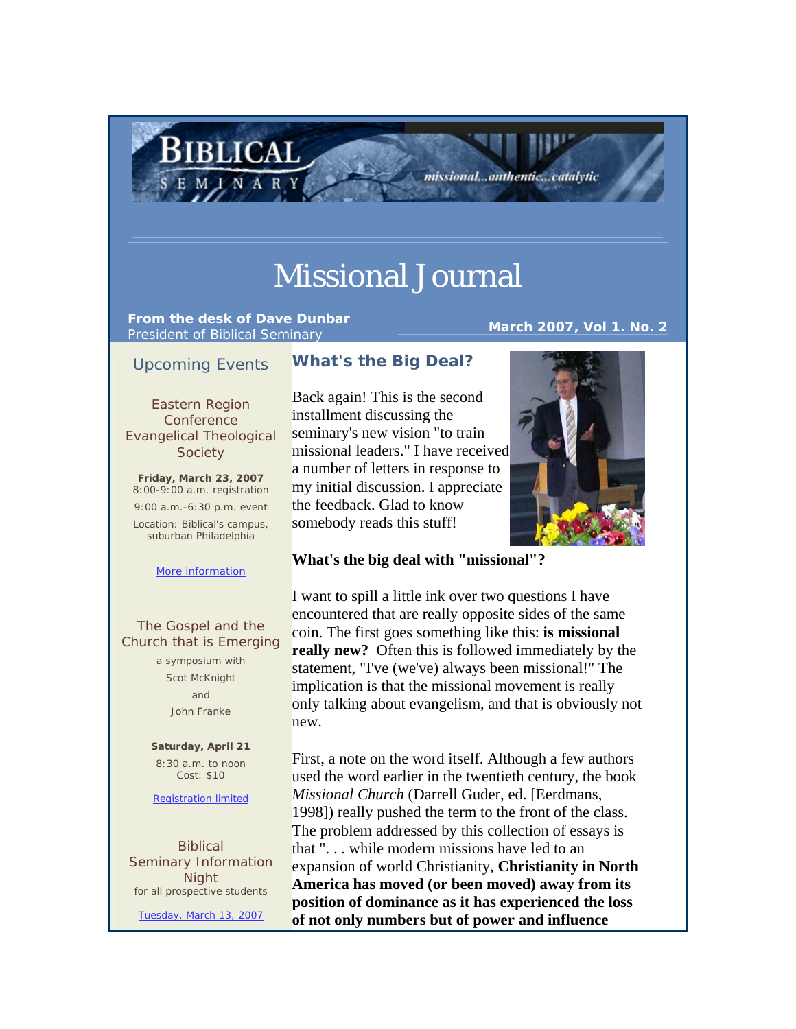BIBLICAL SEMINARY

missional...authentic...catalytic

# Missional Journal

**From the desk of Dave Dunbar**
President of Biblical Seminary

**March 2007, Vol 1. No. 2**

## Upcoming Events

### Eastern Region Conference Evangelical Theological Society

**Friday, March 23, 2007**
8:00-9:00 a.m. registration
9:00 a.m.-6:30 p.m. event
Location: Biblical's campus, suburban Philadelphia

More information

### The Gospel and the Church that is Emerging

a symposium with
Scot McKnight
and
John Franke

**Saturday, April 21**
8:30 a.m. to noon
Cost: $10

Registration limited

### Biblical Seminary Information Night

for all prospective students

Tuesday, March 13, 2007

## What's the Big Deal?

Back again! This is the second installment discussing the seminary's new vision "to train missional leaders." I have received a number of letters in response to my initial discussion. I appreciate the feedback. Glad to know somebody reads this stuff!

**What's the big deal with "missional"?**

I want to spill a little ink over two questions I have encountered that are really opposite sides of the same coin. The first goes something like this: **is missional really new?** Often this is followed immediately by the statement, "I've (we've) always been missional!" The implication is that the missional movement is really only talking about evangelism, and that is obviously not new.

First, a note on the word itself. Although a few authors used the word earlier in the twentieth century, the book *Missional Church* (Darrell Guder, ed. [Eerdmans, 1998]) really pushed the term to the front of the class. The problem addressed by this collection of essays is that ". . . while modern missions have led to an expansion of world Christianity, **Christianity in North America has moved (or been moved) away from its position of dominance as it has experienced the loss of not only numbers but of power and influence**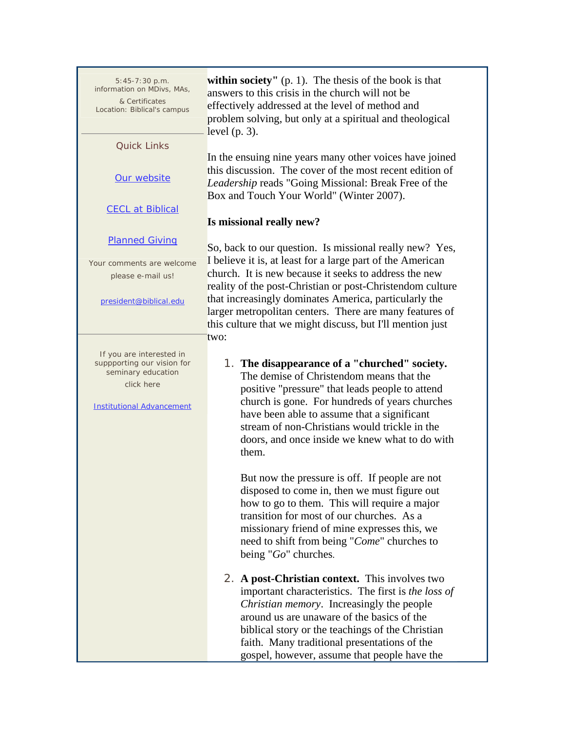5:45-7:30 p.m.
information on MDivs, MAs,
& Certificates
Location: Biblical's campus

Quick Links

Our website

CECL at Biblical

Planned Giving

Your comments are welcome
please e-mail us!

president@biblical.edu

If you are interested in
suppporting our vision for
seminary education
click here

Institutional Advancement

**within society"** (p. 1). The thesis of the book is that answers to this crisis in the church will not be effectively addressed at the level of method and problem solving, but only at a spiritual and theological level (p. 3).

In the ensuing nine years many other voices have joined this discussion. The cover of the most recent edition of *Leadership* reads "Going Missional: Break Free of the Box and Touch Your World" (Winter 2007).

**Is missional really new?**

So, back to our question. Is missional really new? Yes, I believe it is, at least for a large part of the American church. It is new because it seeks to address the new reality of the post-Christian or post-Christendom culture that increasingly dominates America, particularly the larger metropolitan centers. There are many features of this culture that we might discuss, but I'll mention just two:

1. **The disappearance of a "churched" society.** The demise of Christendom means that the positive "pressure" that leads people to attend church is gone. For hundreds of years churches have been able to assume that a significant stream of non-Christians would trickle in the doors, and once inside we knew what to do with them.

   But now the pressure is off. If people are not disposed to come in, then we must figure out how to go to them. This will require a major transition for most of our churches. As a missionary friend of mine expresses this, we need to shift from being "*Come*" churches to being "*Go*" churches.

2. **A post-Christian context.** This involves two important characteristics. The first is *the loss of Christian memory*. Increasingly the people around us are unaware of the basics of the biblical story or the teachings of the Christian faith. Many traditional presentations of the gospel, however, assume that people have the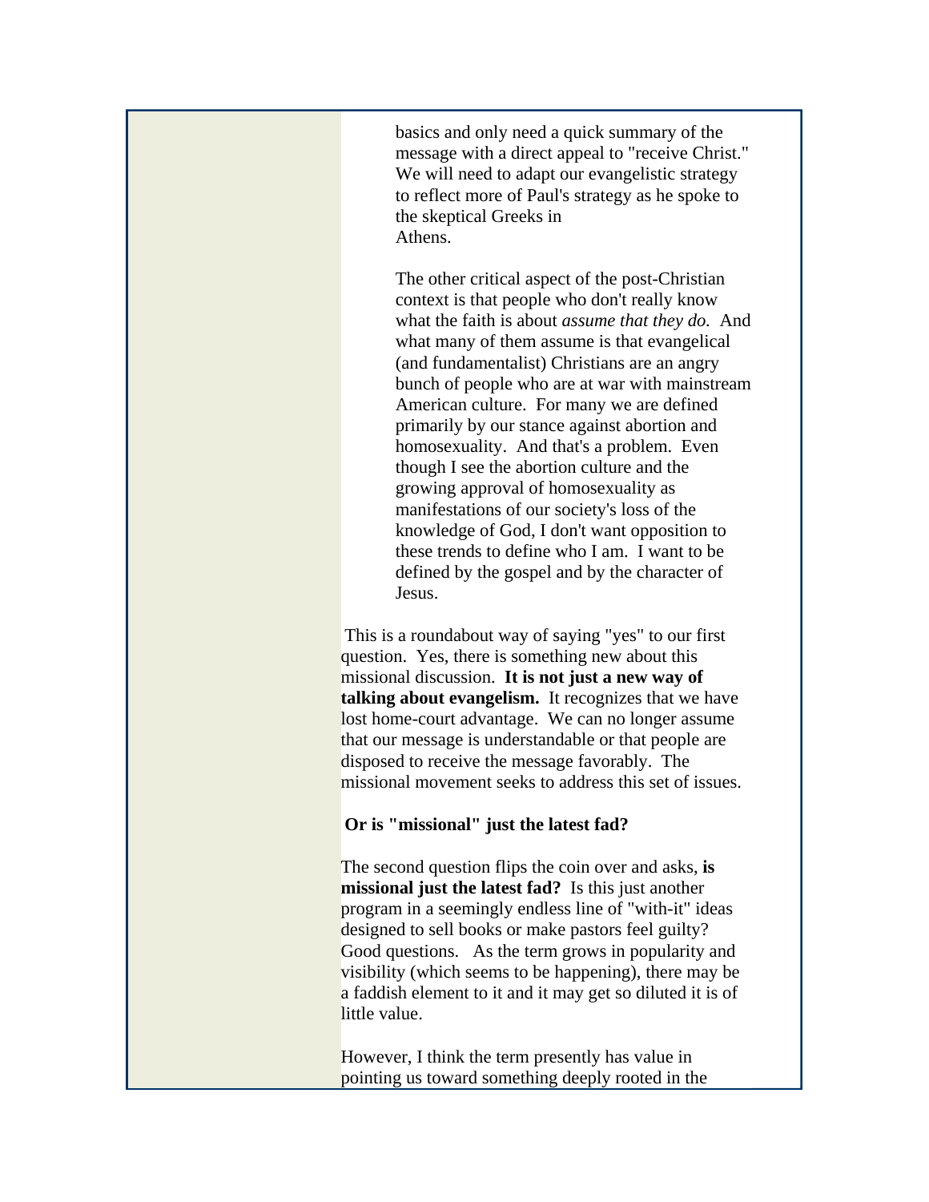basics and only need a quick summary of the message with a direct appeal to "receive Christ." We will need to adapt our evangelistic strategy to reflect more of Paul's strategy as he spoke to the skeptical Greeks in Athens.

The other critical aspect of the post-Christian context is that people who don't really know what the faith is about *assume that they do.* And what many of them assume is that evangelical (and fundamentalist) Christians are an angry bunch of people who are at war with mainstream American culture. For many we are defined primarily by our stance against abortion and homosexuality. And that's a problem. Even though I see the abortion culture and the growing approval of homosexuality as manifestations of our society's loss of the knowledge of God, I don't want opposition to these trends to define who I am. I want to be defined by the gospel and by the character of Jesus.

This is a roundabout way of saying "yes" to our first question. Yes, there is something new about this missional discussion. **It is not just a new way of talking about evangelism.** It recognizes that we have lost home-court advantage. We can no longer assume that our message is understandable or that people are disposed to receive the message favorably. The missional movement seeks to address this set of issues.

**Or is "missional" just the latest fad?**

The second question flips the coin over and asks, **is missional just the latest fad?** Is this just another program in a seemingly endless line of "with-it" ideas designed to sell books or make pastors feel guilty? Good questions. As the term grows in popularity and visibility (which seems to be happening), there may be a faddish element to it and it may get so diluted it is of little value.

However, I think the term presently has value in pointing us toward something deeply rooted in the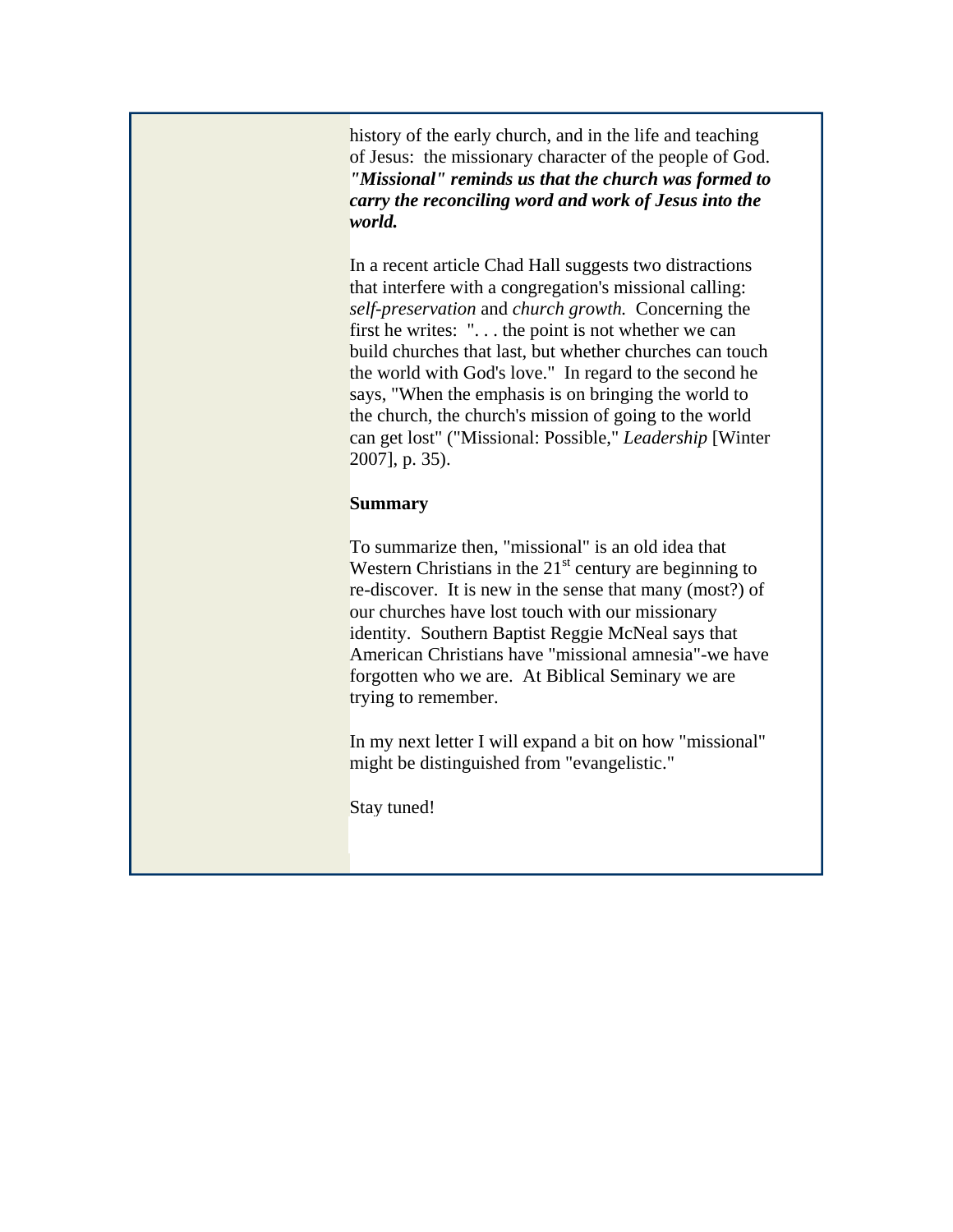history of the early church, and in the life and teaching of Jesus: the missionary character of the people of God. ***"Missional" reminds us that the church was formed to carry the reconciling word and work of Jesus into the world.***

In a recent article Chad Hall suggests two distractions that interfere with a congregation's missional calling: *self-preservation* and *church growth.* Concerning the first he writes: ". . . the point is not whether we can build churches that last, but whether churches can touch the world with God's love." In regard to the second he says, "When the emphasis is on bringing the world to the church, the church's mission of going to the world can get lost" ("Missional: Possible," *Leadership* [Winter 2007], p. 35).

**Summary**

To summarize then, "missional" is an old idea that Western Christians in the 21st century are beginning to re-discover. It is new in the sense that many (most?) of our churches have lost touch with our missionary identity. Southern Baptist Reggie McNeal says that American Christians have "missional amnesia"-we have forgotten who we are. At Biblical Seminary we are trying to remember.

In my next letter I will expand a bit on how "missional" might be distinguished from "evangelistic."

Stay tuned!